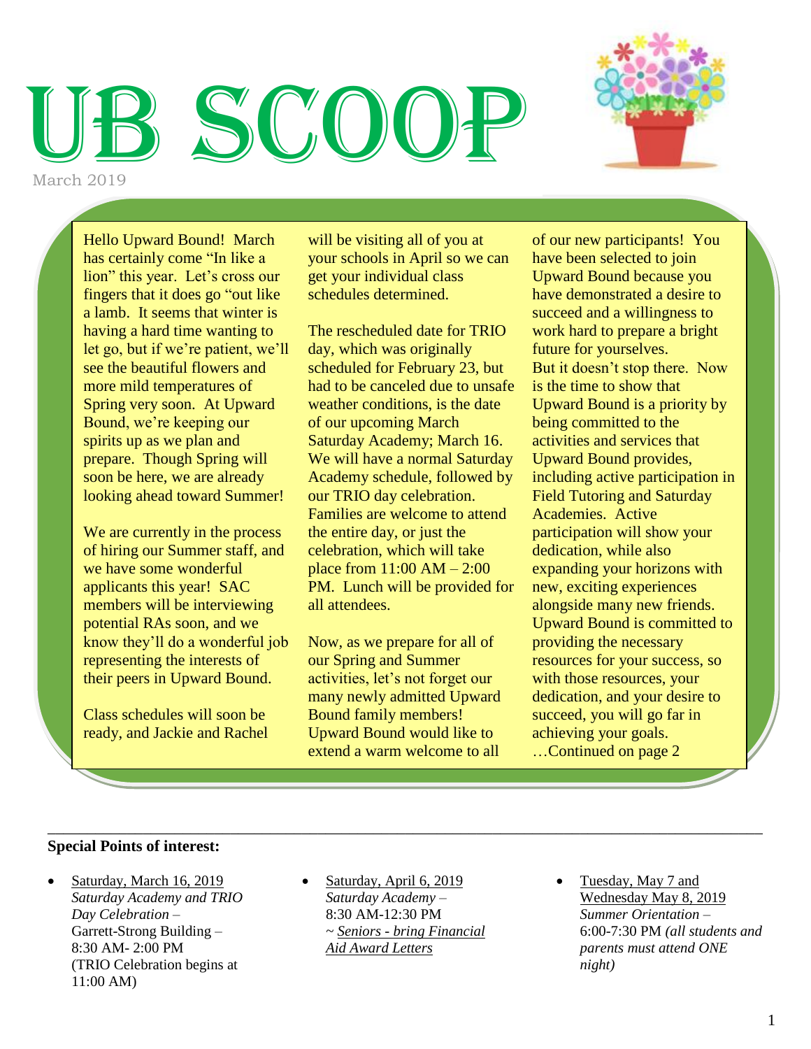# UB SCOOP

March 2019

Hello Upward Bound! March has certainly come "In like a lion" this year. Let's cross our fingers that it does go "out like a lamb. It seems that winter is having a hard time wanting to let go, but if we're patient, we'll see the beautiful flowers and more mild temperatures of Spring very soon. At Upward Bound, we're keeping our spirits up as we plan and prepare. Though Spring will soon be here, we are already looking ahead toward Summer!

We are currently in the process of hiring our Summer staff, and we have some wonderful applicants this year! SAC members will be interviewing potential RAs soon, and we know they'll do a wonderful job representing the interests of their peers in Upward Bound.

Class schedules will soon be ready, and Jackie and Rachel will be visiting all of you at your schools in April so we can get your individual class schedules determined.

The rescheduled date for TRIO day, which was originally scheduled for February 23, but had to be canceled due to unsafe weather conditions, is the date of our upcoming March Saturday Academy; March 16. We will have a normal Saturday Academy schedule, followed by our TRIO day celebration. Families are welcome to attend the entire day, or just the celebration, which will take place from 11:00 AM – 2:00 PM. Lunch will be provided for all attendees.

Now, as we prepare for all of our Spring and Summer activities, let's not forget our many newly admitted Upward Bound family members! Upward Bound would like to extend a warm welcome to all of our new participants! You have been selected to join Upward Bound because you have demonstrated a desire to succeed and a willingness to work hard to prepare a bright future for yourselves. But it doesn't stop there. Now is the time to show that Upward Bound is a priority by being committed to the activities and services that Upward Bound provides, including active participation in Field Tutoring and Saturday Academies. Active participation will show your dedication, while also expanding your horizons with new, exciting experiences alongside many new friends. Upward Bound is committed to providing the necessary resources for your success, so with those resources, your dedication, and your desire to succeed, you will go far in achieving your goals. …Continued on page 2

---

**Special Points of interest:**

- Saturday, March 16, 2019
  *Saturday Academy and TRIO Day Celebration* – Garrett-Strong Building – 8:30 AM- 2:00 PM (TRIO Celebration begins at 11:00 AM)
- Saturday, April 6, 2019
  *Saturday Academy* – 8:30 AM-12:30 PM ~ *Seniors - bring Financial Aid Award Letters*
- Tuesday, May 7 and Wednesday May 8, 2019
  *Summer Orientation* – 6:00-7:30 PM *(all students and parents must attend ONE night)*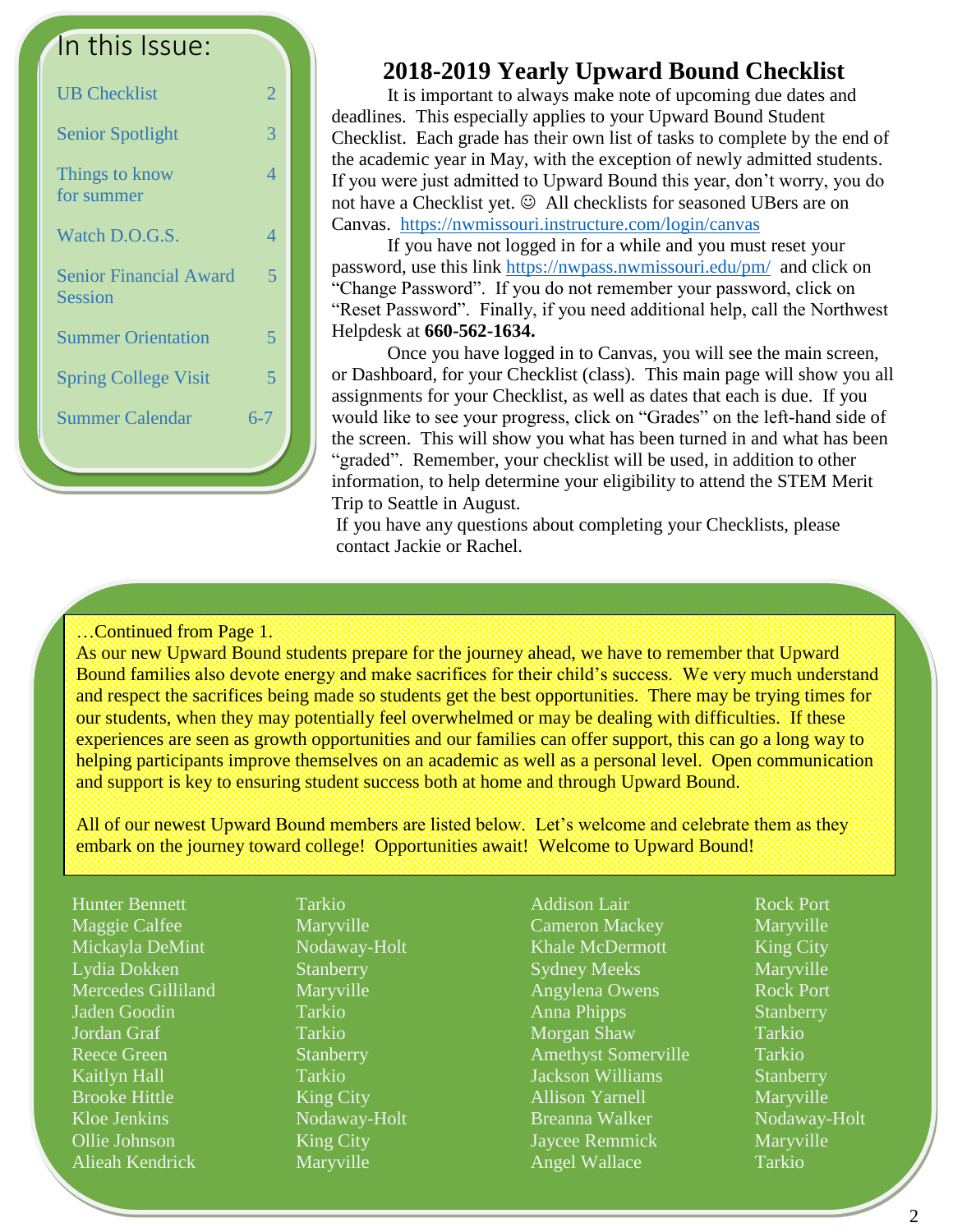## In this Issue:

| | |
|---|---|
| UB Checklist | 2 |
| Senior Spotlight | 3 |
| Things to know for summer | 4 |
| Watch D.O.G.S. | 4 |
| Senior Financial Award Session | 5 |
| Summer Orientation | 5 |
| Spring College Visit | 5 |
| Summer Calendar | 6-7 |

# 2018-2019 Yearly Upward Bound Checklist

It is important to always make note of upcoming due dates and deadlines. This especially applies to your Upward Bound Student Checklist. Each grade has their own list of tasks to complete by the end of the academic year in May, with the exception of newly admitted students. If you were just admitted to Upward Bound this year, don't worry, you do not have a Checklist yet. ☺ All checklists for seasoned UBers are on Canvas. https://nwmissouri.instructure.com/login/canvas

If you have not logged in for a while and you must reset your password, use this link https://nwpass.nwmissouri.edu/pm/ and click on "Change Password". If you do not remember your password, click on "Reset Password". Finally, if you need additional help, call the Northwest Helpdesk at **660-562-1634.**

Once you have logged in to Canvas, you will see the main screen, or Dashboard, for your Checklist (class). This main page will show you all assignments for your Checklist, as well as dates that each is due. If you would like to see your progress, click on "Grades" on the left-hand side of the screen. This will show you what has been turned in and what has been "graded". Remember, your checklist will be used, in addition to other information, to help determine your eligibility to attend the STEM Merit Trip to Seattle in August.

If you have any questions about completing your Checklists, please contact Jackie or Rachel.

…Continued from Page 1.

As our new Upward Bound students prepare for the journey ahead, we have to remember that Upward Bound families also devote energy and make sacrifices for their child's success. We very much understand and respect the sacrifices being made so students get the best opportunities. There may be trying times for our students, when they may potentially feel overwhelmed or may be dealing with difficulties. If these experiences are seen as growth opportunities and our families can offer support, this can go a long way to helping participants improve themselves on an academic as well as a personal level. Open communication and support is key to ensuring student success both at home and through Upward Bound.

All of our newest Upward Bound members are listed below. Let's welcome and celebrate them as they embark on the journey toward college! Opportunities await! Welcome to Upward Bound!

| | | | |
|---|---|---|---|
| Hunter Bennett | Tarkio | Addison Lair | Rock Port |
| Maggie Calfee | Maryville | Cameron Mackey | Maryville |
| Mickayla DeMint | Nodaway-Holt | Khale McDermott | King City |
| Lydia Dokken | Stanberry | Sydney Meeks | Maryville |
| Mercedes Gilliland | Maryville | Angylena Owens | Rock Port |
| Jaden Goodin | Tarkio | Anna Phipps | Stanberry |
| Jordan Graf | Tarkio | Morgan Shaw | Tarkio |
| Reece Green | Stanberry | Amethyst Somerville | Tarkio |
| Kaitlyn Hall | Tarkio | Jackson Williams | Stanberry |
| Brooke Hittle | King City | Allison Yarnell | Maryville |
| Kloe Jenkins | Nodaway-Holt | Breanna Walker | Nodaway-Holt |
| Ollie Johnson | King City | Jaycee Remmick | Maryville |
| Alieah Kendrick | Maryville | Angel Wallace | Tarkio |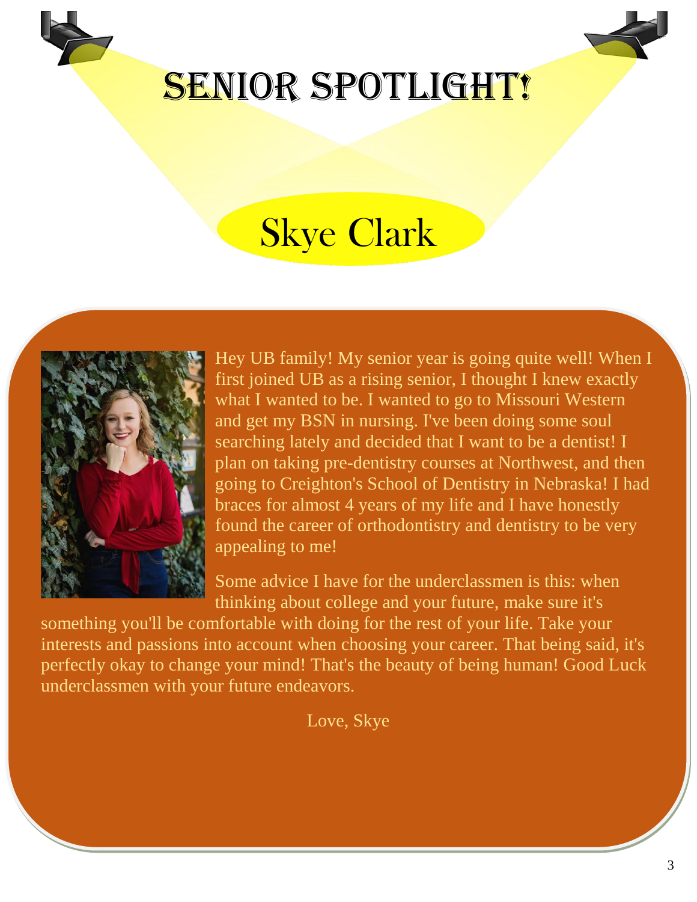# Senior Spotlight!

## Skye Clark

Hey UB family! My senior year is going quite well! When I first joined UB as a rising senior, I thought I knew exactly what I wanted to be. I wanted to go to Missouri Western and get my BSN in nursing. I've been doing some soul searching lately and decided that I want to be a dentist! I plan on taking pre-dentistry courses at Northwest, and then going to Creighton's School of Dentistry in Nebraska! I had braces for almost 4 years of my life and I have honestly found the career of orthodontistry and dentistry to be very appealing to me!

Some advice I have for the underclassmen is this: when thinking about college and your future, make sure it's something you'll be comfortable with doing for the rest of your life. Take your interests and passions into account when choosing your career. That being said, it's perfectly okay to change your mind! That's the beauty of being human! Good Luck underclassmen with your future endeavors.

Love, Skye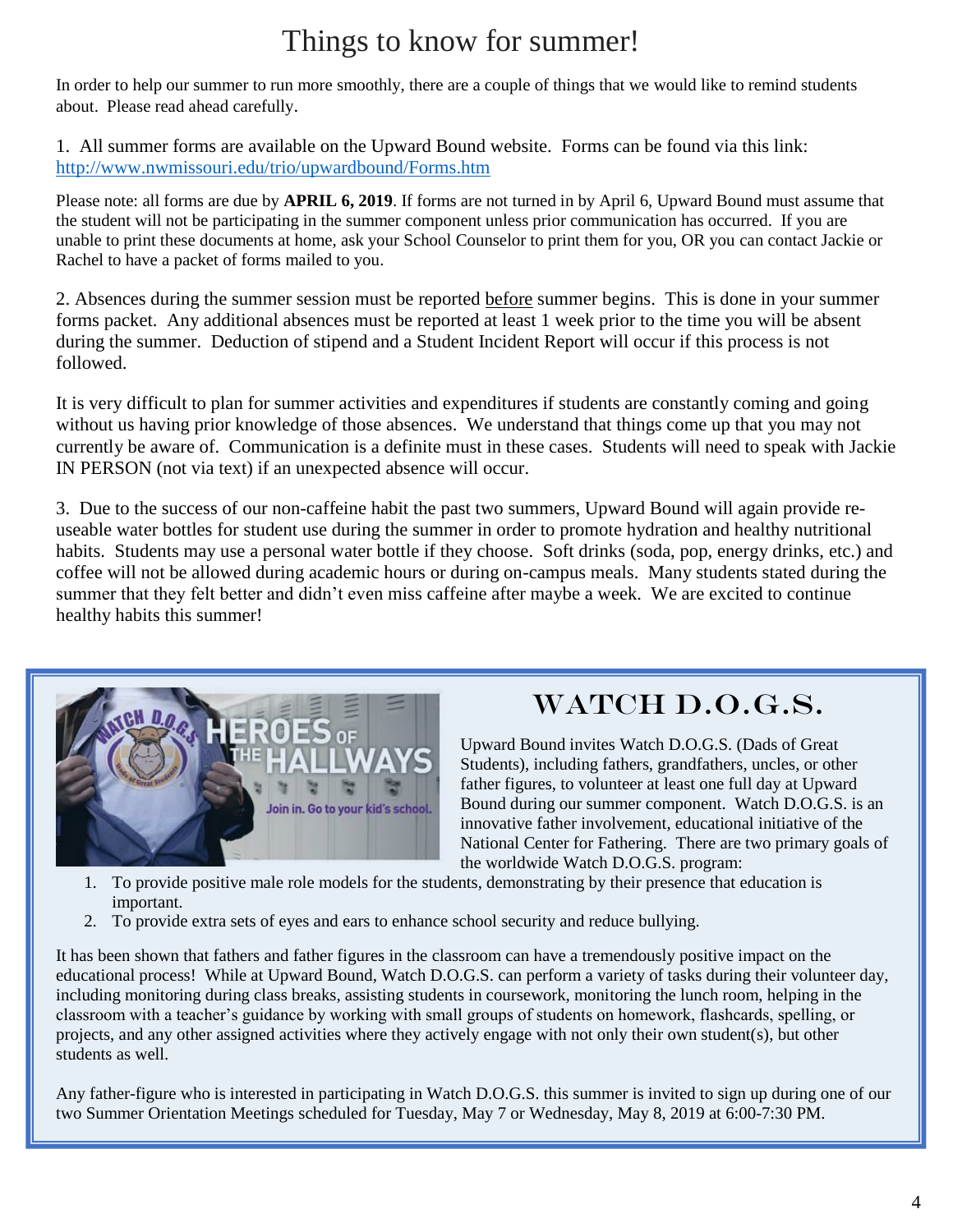# Things to know for summer!

In order to help our summer to run more smoothly, there are a couple of things that we would like to remind students about. Please read ahead carefully.

1. All summer forms are available on the Upward Bound website. Forms can be found via this link: http://www.nwmissouri.edu/trio/upwardbound/Forms.htm

Please note: all forms are due by **APRIL 6, 2019**. If forms are not turned in by April 6, Upward Bound must assume that the student will not be participating in the summer component unless prior communication has occurred. If you are unable to print these documents at home, ask your School Counselor to print them for you, OR you can contact Jackie or Rachel to have a packet of forms mailed to you.

2. Absences during the summer session must be reported before summer begins. This is done in your summer forms packet. Any additional absences must be reported at least 1 week prior to the time you will be absent during the summer. Deduction of stipend and a Student Incident Report will occur if this process is not followed.

It is very difficult to plan for summer activities and expenditures if students are constantly coming and going without us having prior knowledge of those absences. We understand that things come up that you may not currently be aware of. Communication is a definite must in these cases. Students will need to speak with Jackie IN PERSON (not via text) if an unexpected absence will occur.

3. Due to the success of our non-caffeine habit the past two summers, Upward Bound will again provide re-useable water bottles for student use during the summer in order to promote hydration and healthy nutritional habits. Students may use a personal water bottle if they choose. Soft drinks (soda, pop, energy drinks, etc.) and coffee will not be allowed during academic hours or during on-campus meals. Many students stated during the summer that they felt better and didn't even miss caffeine after maybe a week. We are excited to continue healthy habits this summer!

## WATCH D.O.G.S.

Upward Bound invites Watch D.O.G.S. (Dads of Great Students), including fathers, grandfathers, uncles, or other father figures, to volunteer at least one full day at Upward Bound during our summer component. Watch D.O.G.S. is an innovative father involvement, educational initiative of the National Center for Fathering. There are two primary goals of the worldwide Watch D.O.G.S. program:

1. To provide positive male role models for the students, demonstrating by their presence that education is important.
2. To provide extra sets of eyes and ears to enhance school security and reduce bullying.

It has been shown that fathers and father figures in the classroom can have a tremendously positive impact on the educational process! While at Upward Bound, Watch D.O.G.S. can perform a variety of tasks during their volunteer day, including monitoring during class breaks, assisting students in coursework, monitoring the lunch room, helping in the classroom with a teacher's guidance by working with small groups of students on homework, flashcards, spelling, or projects, and any other assigned activities where they actively engage with not only their own student(s), but other students as well.

Any father-figure who is interested in participating in Watch D.O.G.S. this summer is invited to sign up during one of our two Summer Orientation Meetings scheduled for Tuesday, May 7 or Wednesday, May 8, 2019 at 6:00-7:30 PM.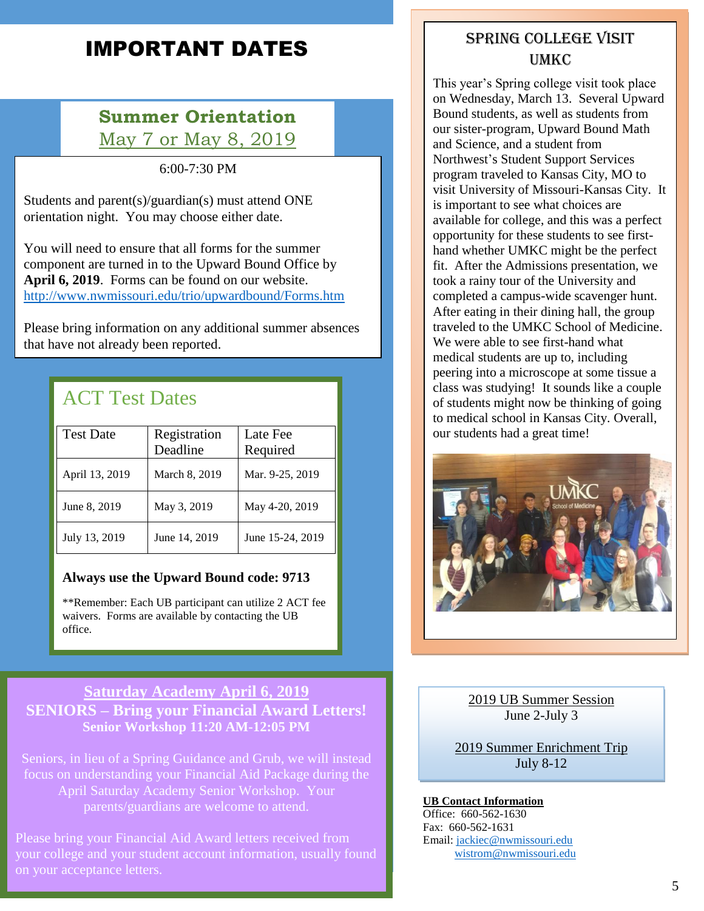# IMPORTANT DATES

## Summer Orientation

May 7 or May 8, 2019

6:00-7:30 PM

Students and parent(s)/guardian(s) must attend ONE orientation night. You may choose either date.

You will need to ensure that all forms for the summer component are turned in to the Upward Bound Office by **April 6, 2019**. Forms can be found on our website. http://www.nwmissouri.edu/trio/upwardbound/Forms.htm

Please bring information on any additional summer absences that have not already been reported.

## ACT Test Dates

| Test Date | Registration Deadline | Late Fee Required |
|---|---|---|
| April 13, 2019 | March 8, 2019 | Mar. 9-25, 2019 |
| June 8, 2019 | May 3, 2019 | May 4-20, 2019 |
| July 13, 2019 | June 14, 2019 | June 15-24, 2019 |

**Always use the Upward Bound code: 9713**

**Remember: Each UB participant can utilize 2 ACT fee waivers. Forms are available by contacting the UB office.

## Saturday Academy April 6, 2019

**SENIORS – Bring your Financial Award Letters!**

**Senior Workshop 11:20 AM-12:05 PM**

Seniors, in lieu of a Spring Guidance and Grub, we will instead focus on understanding your Financial Aid Package during the April Saturday Academy Senior Workshop. Your parents/guardians are welcome to attend.

Please bring your Financial Aid Award letters received from your college and your student account information, usually found on your acceptance letters.

## Spring College Visit UMKC

This year's Spring college visit took place on Wednesday, March 13. Several Upward Bound students, as well as students from our sister-program, Upward Bound Math and Science, and a student from Northwest's Student Support Services program traveled to Kansas City, MO to visit University of Missouri-Kansas City. It is important to see what choices are available for college, and this was a perfect opportunity for these students to see first-hand whether UMKC might be the perfect fit. After the Admissions presentation, we took a rainy tour of the University and completed a campus-wide scavenger hunt. After eating in their dining hall, the group traveled to the UMKC School of Medicine. We were able to see first-hand what medical students are up to, including peering into a microscope at some tissue a class was studying! It sounds like a couple of students might now be thinking of going to medical school in Kansas City. Overall, our students had a great time!

2019 UB Summer Session
June 2-July 3

2019 Summer Enrichment Trip
July 8-12

**UB Contact Information**
Office: 660-562-1630
Fax: 660-562-1631
Email: jackiec@nwmissouri.edu
wistrom@nwmissouri.edu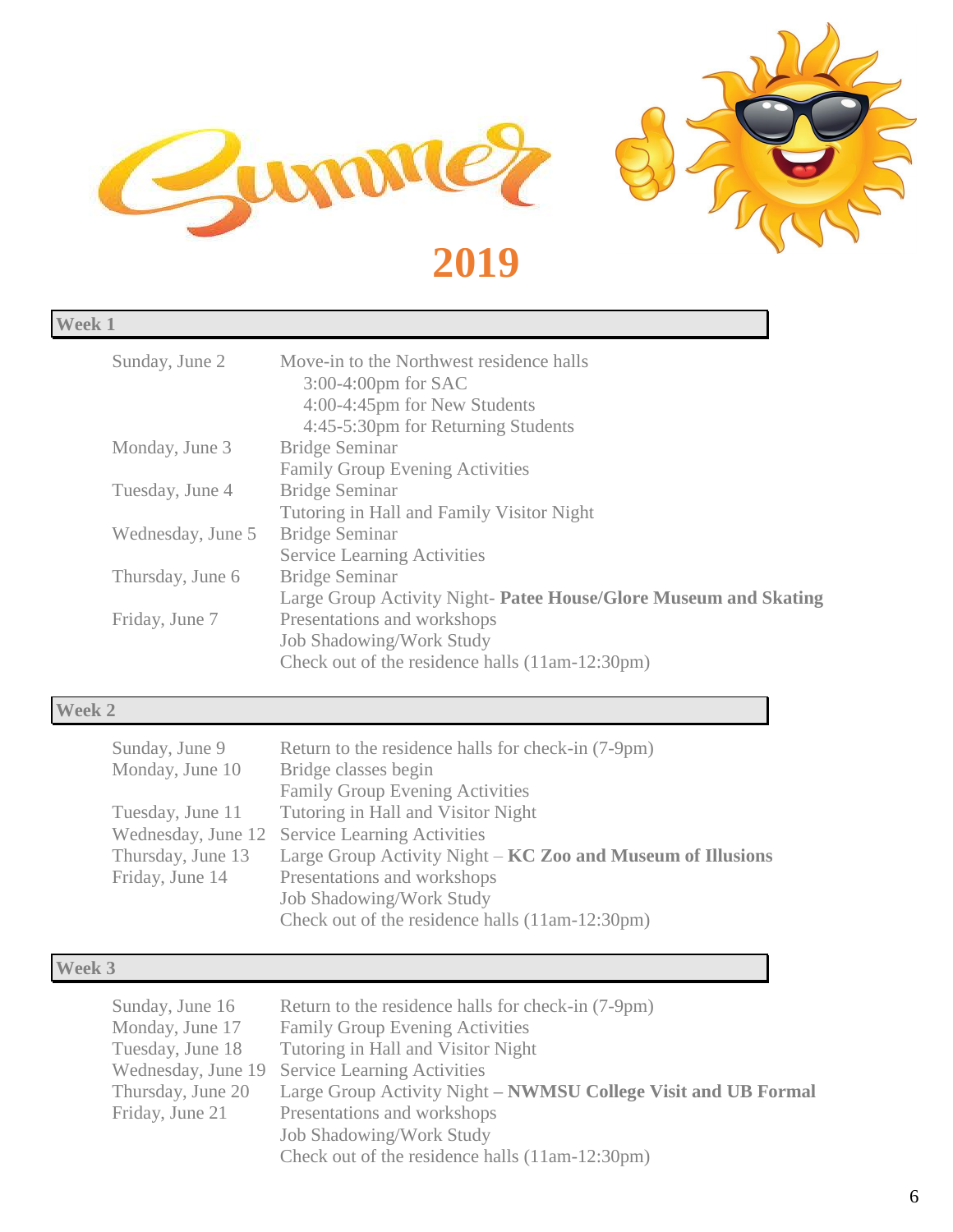# Summer 2019

## Week 1

| | |
|---|---|
| Sunday, June 2 | Move-in to the Northwest residence halls<br>3:00-4:00pm for SAC<br>4:00-4:45pm for New Students<br>4:45-5:30pm for Returning Students |
| Monday, June 3 | Bridge Seminar<br>Family Group Evening Activities |
| Tuesday, June 4 | Bridge Seminar<br>Tutoring in Hall and Family Visitor Night |
| Wednesday, June 5 | Bridge Seminar<br>Service Learning Activities |
| Thursday, June 6 | Bridge Seminar<br>Large Group Activity Night- **Patee House/Glore Museum and Skating** |
| Friday, June 7 | Presentations and workshops<br>Job Shadowing/Work Study<br>Check out of the residence halls (11am-12:30pm) |

## Week 2

| | |
|---|---|
| Sunday, June 9 | Return to the residence halls for check-in (7-9pm) |
| Monday, June 10 | Bridge classes begin<br>Family Group Evening Activities |
| Tuesday, June 11 | Tutoring in Hall and Visitor Night |
| Wednesday, June 12 | Service Learning Activities |
| Thursday, June 13 | Large Group Activity Night – **KC Zoo and Museum of Illusions** |
| Friday, June 14 | Presentations and workshops<br>Job Shadowing/Work Study<br>Check out of the residence halls (11am-12:30pm) |

## Week 3

| | |
|---|---|
| Sunday, June 16 | Return to the residence halls for check-in (7-9pm) |
| Monday, June 17 | Family Group Evening Activities |
| Tuesday, June 18 | Tutoring in Hall and Visitor Night |
| Wednesday, June 19 | Service Learning Activities |
| Thursday, June 20 | Large Group Activity Night **– NWMSU College Visit and UB Formal** |
| Friday, June 21 | Presentations and workshops<br>Job Shadowing/Work Study<br>Check out of the residence halls (11am-12:30pm) |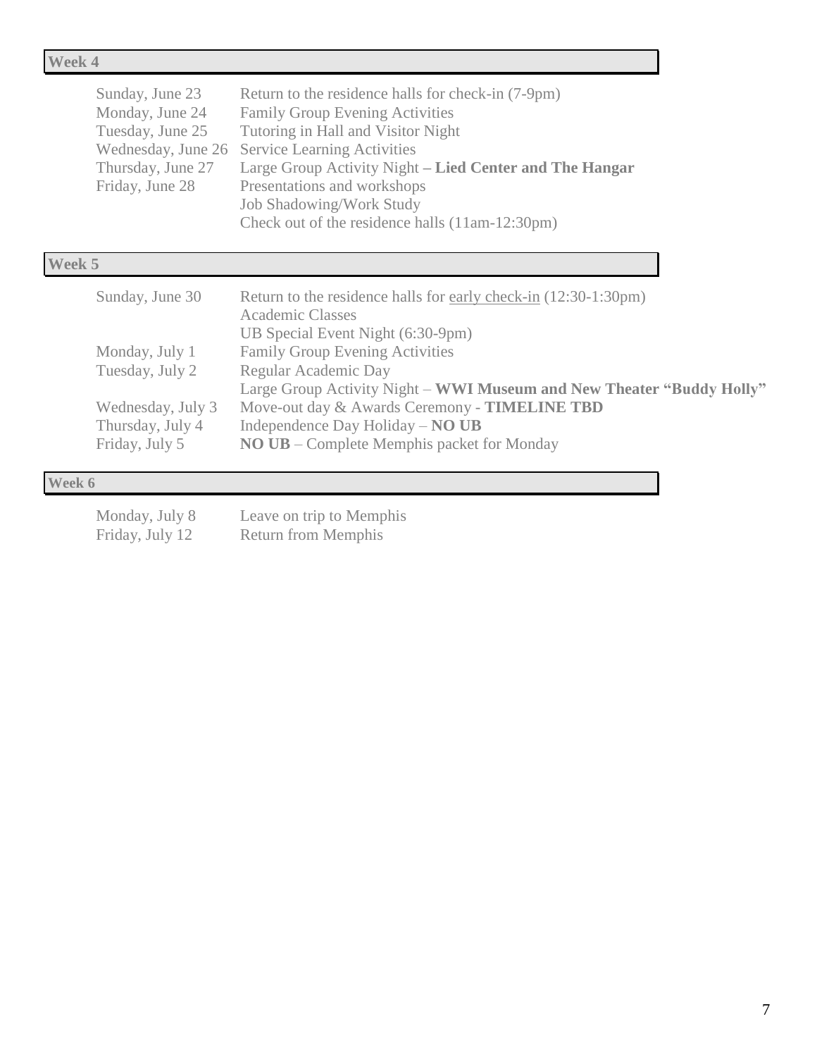## Week 4

| | |
|---|---|
| Sunday, June 23 | Return to the residence halls for check-in (7-9pm) |
| Monday, June 24 | Family Group Evening Activities |
| Tuesday, June 25 | Tutoring in Hall and Visitor Night |
| Wednesday, June 26 | Service Learning Activities |
| Thursday, June 27 | Large Group Activity Night **– Lied Center and The Hangar** |
| Friday, June 28 | Presentations and workshops<br>Job Shadowing/Work Study<br>Check out of the residence halls (11am-12:30pm) |

## Week 5

| | |
|---|---|
| Sunday, June 30 | Return to the residence halls for early check-in (12:30-1:30pm)<br>Academic Classes<br>UB Special Event Night (6:30-9pm) |
| Monday, July 1 | Family Group Evening Activities |
| Tuesday, July 2 | Regular Academic Day<br>Large Group Activity Night – **WWI Museum and New Theater "Buddy Holly"** |
| Wednesday, July 3 | Move-out day & Awards Ceremony - **TIMELINE TBD** |
| Thursday, July 4 | Independence Day Holiday – **NO UB** |
| Friday, July 5 | **NO UB** – Complete Memphis packet for Monday |

## Week 6

| | |
|---|---|
| Monday, July 8 | Leave on trip to Memphis |
| Friday, July 12 | Return from Memphis |